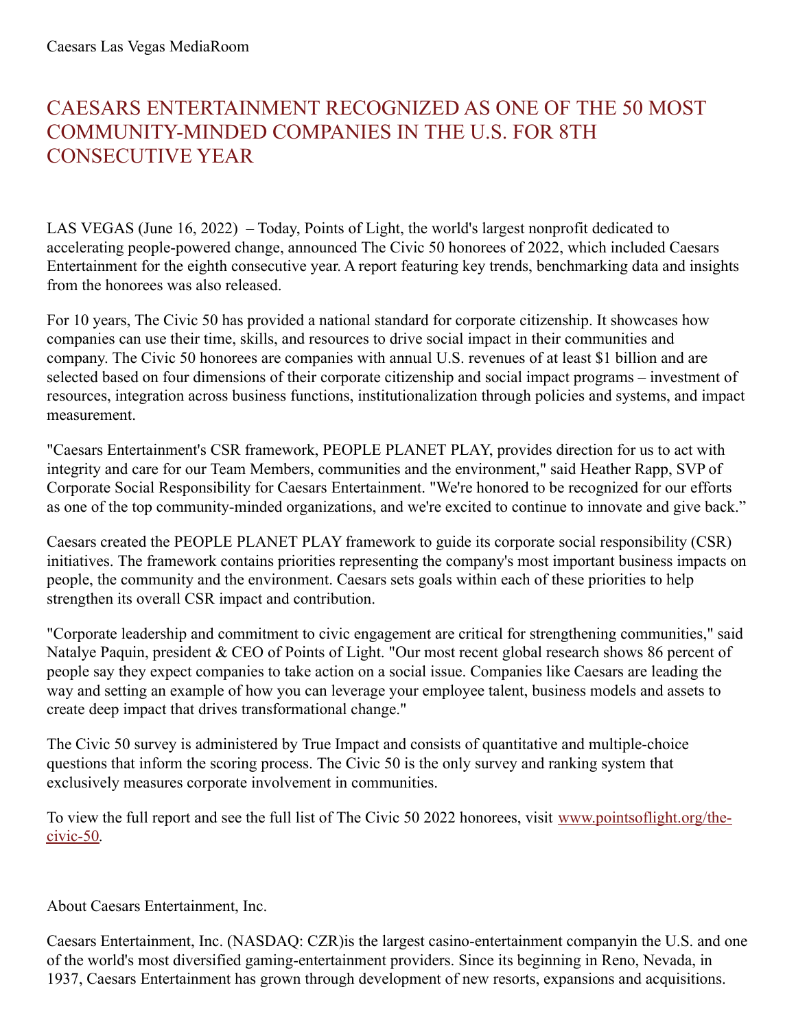Caesars Las Vegas MediaRoom

# CAESARS ENTERTAINMENT RECOGNIZED AS ONE OF THE 50 MOST COMMUNITY-MINDED COMPANIES IN THE U.S. FOR 8TH CONSECUTIVE YEAR

LAS VEGAS (June 16, 2022) – Today, Points of Light, the world's largest nonprofit dedicated to accelerating people-powered change, announced The Civic 50 honorees of 2022, which included Caesars Entertainment for the eighth consecutive year. A report featuring key trends, benchmarking data and insights from the honorees was also released.

For 10 years, The Civic 50 has provided a national standard for corporate citizenship. It showcases how companies can use their time, skills, and resources to drive social impact in their communities and company. The Civic 50 honorees are companies with annual U.S. revenues of at least $1 billion and are selected based on four dimensions of their corporate citizenship and social impact programs – investment of resources, integration across business functions, institutionalization through policies and systems, and impact measurement.

"Caesars Entertainment's CSR framework, PEOPLE PLANET PLAY, provides direction for us to act with integrity and care for our Team Members, communities and the environment," said Heather Rapp, SVP of Corporate Social Responsibility for Caesars Entertainment. "We're honored to be recognized for our efforts as one of the top community-minded organizations, and we're excited to continue to innovate and give back."

Caesars created the PEOPLE PLANET PLAY framework to guide its corporate social responsibility (CSR) initiatives. The framework contains priorities representing the company's most important business impacts on people, the community and the environment. Caesars sets goals within each of these priorities to help strengthen its overall CSR impact and contribution.

"Corporate leadership and commitment to civic engagement are critical for strengthening communities," said Natalye Paquin, president & CEO of Points of Light. "Our most recent global research shows 86 percent of people say they expect companies to take action on a social issue. Companies like Caesars are leading the way and setting an example of how you can leverage your employee talent, business models and assets to create deep impact that drives transformational change."

The Civic 50 survey is administered by True Impact and consists of quantitative and multiple-choice questions that inform the scoring process. The Civic 50 is the only survey and ranking system that exclusively measures corporate involvement in communities.

To view the full report and see the full list of The Civic 50 2022 honorees, visit [www.pointsoflight.org/the-civic-50](www.pointsoflight.org/the-civic-50).

About Caesars Entertainment, Inc.

Caesars Entertainment, Inc. (NASDAQ: CZR)is the largest casino-entertainment companyin the U.S. and one of the world's most diversified gaming-entertainment providers. Since its beginning in Reno, Nevada, in 1937, Caesars Entertainment has grown through development of new resorts, expansions and acquisitions.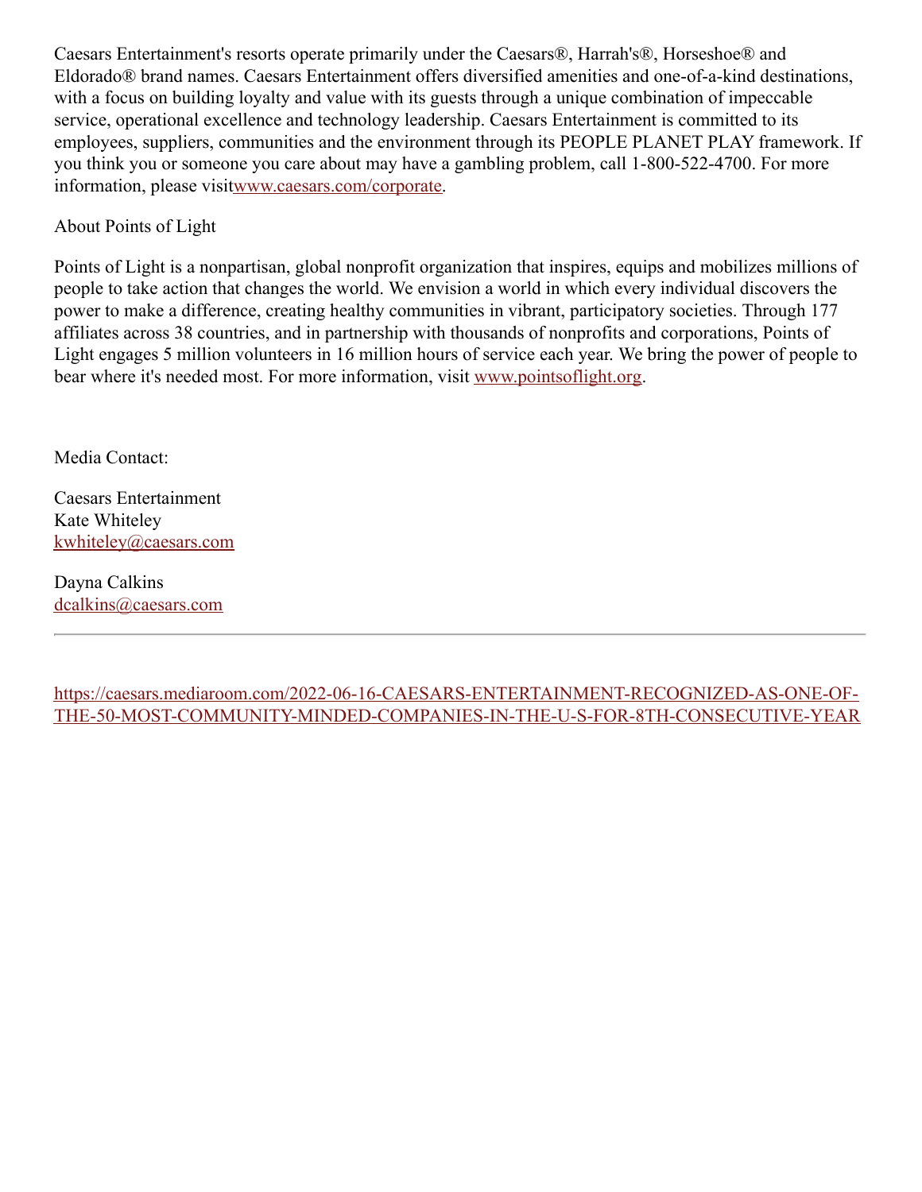Caesars Entertainment's resorts operate primarily under the Caesars®, Harrah's®, Horseshoe® and Eldorado® brand names. Caesars Entertainment offers diversified amenities and one-of-a-kind destinations, with a focus on building loyalty and value with its guests through a unique combination of impeccable service, operational excellence and technology leadership. Caesars Entertainment is committed to its employees, suppliers, communities and the environment through its PEOPLE PLANET PLAY framework. If you think you or someone you care about may have a gambling problem, call 1-800-522-4700. For more information, please visit[www.caesars.com/corporate](www.caesars.com/corporate).

About Points of Light

Points of Light is a nonpartisan, global nonprofit organization that inspires, equips and mobilizes millions of people to take action that changes the world. We envision a world in which every individual discovers the power to make a difference, creating healthy communities in vibrant, participatory societies. Through 177 affiliates across 38 countries, and in partnership with thousands of nonprofits and corporations, Points of Light engages 5 million volunteers in 16 million hours of service each year. We bring the power of people to bear where it's needed most. For more information, visit [www.pointsoflight.org](www.pointsoflight.org).

Media Contact:

Caesars Entertainment
Kate Whiteley
kwhiteley@caesars.com

Dayna Calkins
dcalkins@caesars.com

---

https://caesars.mediaroom.com/2022-06-16-CAESARS-ENTERTAINMENT-RECOGNIZED-AS-ONE-OF-THE-50-MOST-COMMUNITY-MINDED-COMPANIES-IN-THE-U-S-FOR-8TH-CONSECUTIVE-YEAR